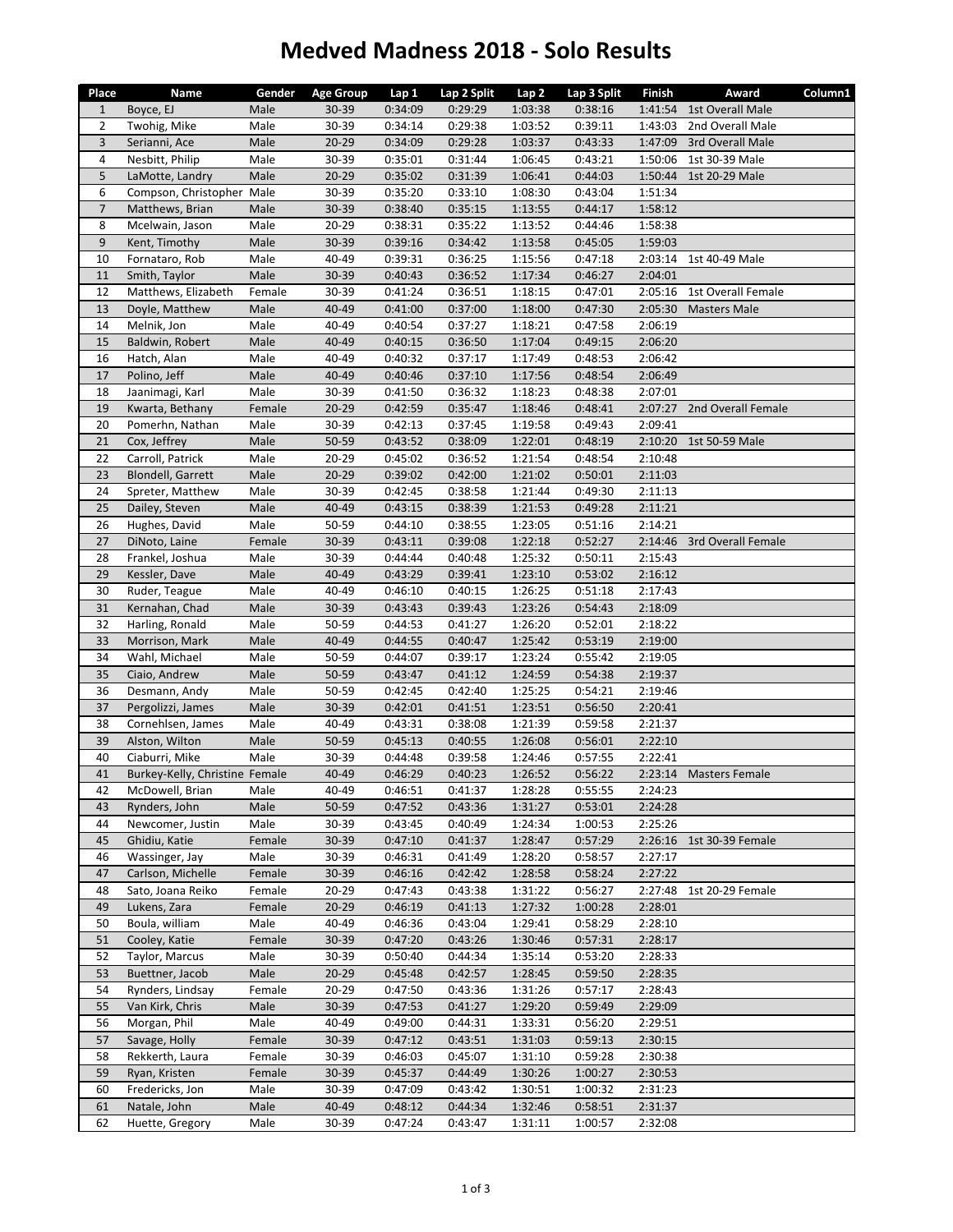# Medved Madness 2018 - Solo Results

| Place | Name | Gender | Age Group | Lap 1 | Lap 2 Split | Lap 2 | Lap 3 Split | Finish | Award | Column1 |
|---|---|---|---|---|---|---|---|---|---|---|
| 1 | Boyce, EJ | Male | 30-39 | 0:34:09 | 0:29:29 | 1:03:38 | 0:38:16 | 1:41:54 | 1st Overall Male | |
| 2 | Twohig, Mike | Male | 30-39 | 0:34:14 | 0:29:38 | 1:03:52 | 0:39:11 | 1:43:03 | 2nd Overall Male | |
| 3 | Serianni, Ace | Male | 20-29 | 0:34:09 | 0:29:28 | 1:03:37 | 0:43:33 | 1:47:09 | 3rd Overall Male | |
| 4 | Nesbitt, Philip | Male | 30-39 | 0:35:01 | 0:31:44 | 1:06:45 | 0:43:21 | 1:50:06 | 1st 30-39 Male | |
| 5 | LaMotte, Landry | Male | 20-29 | 0:35:02 | 0:31:39 | 1:06:41 | 0:44:03 | 1:50:44 | 1st 20-29 Male | |
| 6 | Compson, Christopher | Male | 30-39 | 0:35:20 | 0:33:10 | 1:08:30 | 0:43:04 | 1:51:34 | | |
| 7 | Matthews, Brian | Male | 30-39 | 0:38:40 | 0:35:15 | 1:13:55 | 0:44:17 | 1:58:12 | | |
| 8 | Mcelwain, Jason | Male | 20-29 | 0:38:31 | 0:35:22 | 1:13:52 | 0:44:46 | 1:58:38 | | |
| 9 | Kent, Timothy | Male | 30-39 | 0:39:16 | 0:34:42 | 1:13:58 | 0:45:05 | 1:59:03 | | |
| 10 | Fornataro, Rob | Male | 40-49 | 0:39:31 | 0:36:25 | 1:15:56 | 0:47:18 | 2:03:14 | 1st 40-49 Male | |
| 11 | Smith, Taylor | Male | 30-39 | 0:40:43 | 0:36:52 | 1:17:34 | 0:46:27 | 2:04:01 | | |
| 12 | Matthews, Elizabeth | Female | 30-39 | 0:41:24 | 0:36:51 | 1:18:15 | 0:47:01 | 2:05:16 | 1st Overall Female | |
| 13 | Doyle, Matthew | Male | 40-49 | 0:41:00 | 0:37:00 | 1:18:00 | 0:47:30 | 2:05:30 | Masters Male | |
| 14 | Melnik, Jon | Male | 40-49 | 0:40:54 | 0:37:27 | 1:18:21 | 0:47:58 | 2:06:19 | | |
| 15 | Baldwin, Robert | Male | 40-49 | 0:40:15 | 0:36:50 | 1:17:04 | 0:49:15 | 2:06:20 | | |
| 16 | Hatch, Alan | Male | 40-49 | 0:40:32 | 0:37:17 | 1:17:49 | 0:48:53 | 2:06:42 | | |
| 17 | Polino, Jeff | Male | 40-49 | 0:40:46 | 0:37:10 | 1:17:56 | 0:48:54 | 2:06:49 | | |
| 18 | Jaanimagi, Karl | Male | 30-39 | 0:41:50 | 0:36:32 | 1:18:23 | 0:48:38 | 2:07:01 | | |
| 19 | Kwarta, Bethany | Female | 20-29 | 0:42:59 | 0:35:47 | 1:18:46 | 0:48:41 | 2:07:27 | 2nd Overall Female | |
| 20 | Pomerhn, Nathan | Male | 30-39 | 0:42:13 | 0:37:45 | 1:19:58 | 0:49:43 | 2:09:41 | | |
| 21 | Cox, Jeffrey | Male | 50-59 | 0:43:52 | 0:38:09 | 1:22:01 | 0:48:19 | 2:10:20 | 1st 50-59 Male | |
| 22 | Carroll, Patrick | Male | 20-29 | 0:45:02 | 0:36:52 | 1:21:54 | 0:48:54 | 2:10:48 | | |
| 23 | Blondell, Garrett | Male | 20-29 | 0:39:02 | 0:42:00 | 1:21:02 | 0:50:01 | 2:11:03 | | |
| 24 | Spreter, Matthew | Male | 30-39 | 0:42:45 | 0:38:58 | 1:21:44 | 0:49:30 | 2:11:13 | | |
| 25 | Dailey, Steven | Male | 40-49 | 0:43:15 | 0:38:39 | 1:21:53 | 0:49:28 | 2:11:21 | | |
| 26 | Hughes, David | Male | 50-59 | 0:44:10 | 0:38:55 | 1:23:05 | 0:51:16 | 2:14:21 | | |
| 27 | DiNoto, Laine | Female | 30-39 | 0:43:11 | 0:39:08 | 1:22:18 | 0:52:27 | 2:14:46 | 3rd Overall Female | |
| 28 | Frankel, Joshua | Male | 30-39 | 0:44:44 | 0:40:48 | 1:25:32 | 0:50:11 | 2:15:43 | | |
| 29 | Kessler, Dave | Male | 40-49 | 0:43:29 | 0:39:41 | 1:23:10 | 0:53:02 | 2:16:12 | | |
| 30 | Ruder, Teague | Male | 40-49 | 0:46:10 | 0:40:15 | 1:26:25 | 0:51:18 | 2:17:43 | | |
| 31 | Kernahan, Chad | Male | 30-39 | 0:43:43 | 0:39:43 | 1:23:26 | 0:54:43 | 2:18:09 | | |
| 32 | Harling, Ronald | Male | 50-59 | 0:44:53 | 0:41:27 | 1:26:20 | 0:52:01 | 2:18:22 | | |
| 33 | Morrison, Mark | Male | 40-49 | 0:44:55 | 0:40:47 | 1:25:42 | 0:53:19 | 2:19:00 | | |
| 34 | Wahl, Michael | Male | 50-59 | 0:44:07 | 0:39:17 | 1:23:24 | 0:55:42 | 2:19:05 | | |
| 35 | Ciaio, Andrew | Male | 50-59 | 0:43:47 | 0:41:12 | 1:24:59 | 0:54:38 | 2:19:37 | | |
| 36 | Desmann, Andy | Male | 50-59 | 0:42:45 | 0:42:40 | 1:25:25 | 0:54:21 | 2:19:46 | | |
| 37 | Pergolizzi, James | Male | 30-39 | 0:42:01 | 0:41:51 | 1:23:51 | 0:56:50 | 2:20:41 | | |
| 38 | Cornehlsen, James | Male | 40-49 | 0:43:31 | 0:38:08 | 1:21:39 | 0:59:58 | 2:21:37 | | |
| 39 | Alston, Wilton | Male | 50-59 | 0:45:13 | 0:40:55 | 1:26:08 | 0:56:01 | 2:22:10 | | |
| 40 | Ciaburri, Mike | Male | 30-39 | 0:44:48 | 0:39:58 | 1:24:46 | 0:57:55 | 2:22:41 | | |
| 41 | Burkey-Kelly, Christine | Female | 40-49 | 0:46:29 | 0:40:23 | 1:26:52 | 0:56:22 | 2:23:14 | Masters Female | |
| 42 | McDowell, Brian | Male | 40-49 | 0:46:51 | 0:41:37 | 1:28:28 | 0:55:55 | 2:24:23 | | |
| 43 | Rynders, John | Male | 50-59 | 0:47:52 | 0:43:36 | 1:31:27 | 0:53:01 | 2:24:28 | | |
| 44 | Newcomer, Justin | Male | 30-39 | 0:43:45 | 0:40:49 | 1:24:34 | 1:00:53 | 2:25:26 | | |
| 45 | Ghidiu, Katie | Female | 30-39 | 0:47:10 | 0:41:37 | 1:28:47 | 0:57:29 | 2:26:16 | 1st 30-39 Female | |
| 46 | Wassinger, Jay | Male | 30-39 | 0:46:31 | 0:41:49 | 1:28:20 | 0:58:57 | 2:27:17 | | |
| 47 | Carlson, Michelle | Female | 30-39 | 0:46:16 | 0:42:42 | 1:28:58 | 0:58:24 | 2:27:22 | | |
| 48 | Sato, Joana Reiko | Female | 20-29 | 0:47:43 | 0:43:38 | 1:31:22 | 0:56:27 | 2:27:48 | 1st 20-29 Female | |
| 49 | Lukens, Zara | Female | 20-29 | 0:46:19 | 0:41:13 | 1:27:32 | 1:00:28 | 2:28:01 | | |
| 50 | Boula, william | Male | 40-49 | 0:46:36 | 0:43:04 | 1:29:41 | 0:58:29 | 2:28:10 | | |
| 51 | Cooley, Katie | Female | 30-39 | 0:47:20 | 0:43:26 | 1:30:46 | 0:57:31 | 2:28:17 | | |
| 52 | Taylor, Marcus | Male | 30-39 | 0:50:40 | 0:44:34 | 1:35:14 | 0:53:20 | 2:28:33 | | |
| 53 | Buettner, Jacob | Male | 20-29 | 0:45:48 | 0:42:57 | 1:28:45 | 0:59:50 | 2:28:35 | | |
| 54 | Rynders, Lindsay | Female | 20-29 | 0:47:50 | 0:43:36 | 1:31:26 | 0:57:17 | 2:28:43 | | |
| 55 | Van Kirk, Chris | Male | 30-39 | 0:47:53 | 0:41:27 | 1:29:20 | 0:59:49 | 2:29:09 | | |
| 56 | Morgan, Phil | Male | 40-49 | 0:49:00 | 0:44:31 | 1:33:31 | 0:56:20 | 2:29:51 | | |
| 57 | Savage, Holly | Female | 30-39 | 0:47:12 | 0:43:51 | 1:31:03 | 0:59:13 | 2:30:15 | | |
| 58 | Rekkerth, Laura | Female | 30-39 | 0:46:03 | 0:45:07 | 1:31:10 | 0:59:28 | 2:30:38 | | |
| 59 | Ryan, Kristen | Female | 30-39 | 0:45:37 | 0:44:49 | 1:30:26 | 1:00:27 | 2:30:53 | | |
| 60 | Fredericks, Jon | Male | 30-39 | 0:47:09 | 0:43:42 | 1:30:51 | 1:00:32 | 2:31:23 | | |
| 61 | Natale, John | Male | 40-49 | 0:48:12 | 0:44:34 | 1:32:46 | 0:58:51 | 2:31:37 | | |
| 62 | Huette, Gregory | Male | 30-39 | 0:47:24 | 0:43:47 | 1:31:11 | 1:00:57 | 2:32:08 | | |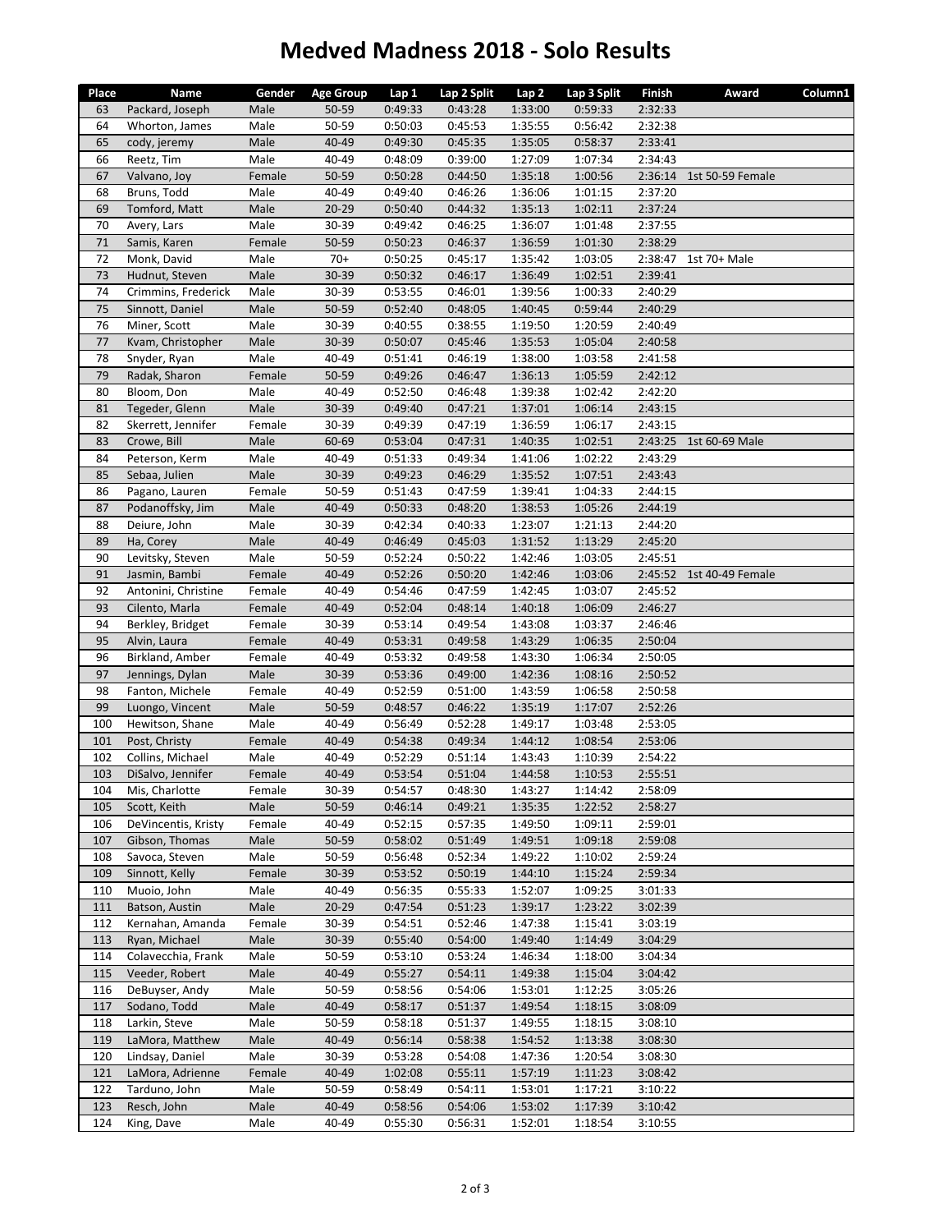# Medved Madness 2018 - Solo Results

| Place | Name | Gender | Age Group | Lap 1 | Lap 2 Split | Lap 2 | Lap 3 Split | Finish | Award | Column1 |
|---|---|---|---|---|---|---|---|---|---|---|
| 63 | Packard, Joseph | Male | 50-59 | 0:49:33 | 0:43:28 | 1:33:00 | 0:59:33 | 2:32:33 | | |
| 64 | Whorton, James | Male | 50-59 | 0:50:03 | 0:45:53 | 1:35:55 | 0:56:42 | 2:32:38 | | |
| 65 | cody, jeremy | Male | 40-49 | 0:49:30 | 0:45:35 | 1:35:05 | 0:58:37 | 2:33:41 | | |
| 66 | Reetz, Tim | Male | 40-49 | 0:48:09 | 0:39:00 | 1:27:09 | 1:07:34 | 2:34:43 | | |
| 67 | Valvano, Joy | Female | 50-59 | 0:50:28 | 0:44:50 | 1:35:18 | 1:00:56 | 2:36:14 | 1st 50-59 Female | |
| 68 | Bruns, Todd | Male | 40-49 | 0:49:40 | 0:46:26 | 1:36:06 | 1:01:15 | 2:37:20 | | |
| 69 | Tomford, Matt | Male | 20-29 | 0:50:40 | 0:44:32 | 1:35:13 | 1:02:11 | 2:37:24 | | |
| 70 | Avery, Lars | Male | 30-39 | 0:49:42 | 0:46:25 | 1:36:07 | 1:01:48 | 2:37:55 | | |
| 71 | Samis, Karen | Female | 50-59 | 0:50:23 | 0:46:37 | 1:36:59 | 1:01:30 | 2:38:29 | | |
| 72 | Monk, David | Male | 70+ | 0:50:25 | 0:45:17 | 1:35:42 | 1:03:05 | 2:38:47 | 1st 70+ Male | |
| 73 | Hudnut, Steven | Male | 30-39 | 0:50:32 | 0:46:17 | 1:36:49 | 1:02:51 | 2:39:41 | | |
| 74 | Crimmins, Frederick | Male | 30-39 | 0:53:55 | 0:46:01 | 1:39:56 | 1:00:33 | 2:40:29 | | |
| 75 | Sinnott, Daniel | Male | 50-59 | 0:52:40 | 0:48:05 | 1:40:45 | 0:59:44 | 2:40:29 | | |
| 76 | Miner, Scott | Male | 30-39 | 0:40:55 | 0:38:55 | 1:19:50 | 1:20:59 | 2:40:49 | | |
| 77 | Kvam, Christopher | Male | 30-39 | 0:50:07 | 0:45:46 | 1:35:53 | 1:05:04 | 2:40:58 | | |
| 78 | Snyder, Ryan | Male | 40-49 | 0:51:41 | 0:46:19 | 1:38:00 | 1:03:58 | 2:41:58 | | |
| 79 | Radak, Sharon | Female | 50-59 | 0:49:26 | 0:46:47 | 1:36:13 | 1:05:59 | 2:42:12 | | |
| 80 | Bloom, Don | Male | 40-49 | 0:52:50 | 0:46:48 | 1:39:38 | 1:02:42 | 2:42:20 | | |
| 81 | Tegeder, Glenn | Male | 30-39 | 0:49:40 | 0:47:21 | 1:37:01 | 1:06:14 | 2:43:15 | | |
| 82 | Skerrett, Jennifer | Female | 30-39 | 0:49:39 | 0:47:19 | 1:36:59 | 1:06:17 | 2:43:15 | | |
| 83 | Crowe, Bill | Male | 60-69 | 0:53:04 | 0:47:31 | 1:40:35 | 1:02:51 | 2:43:25 | 1st 60-69 Male | |
| 84 | Peterson, Kerm | Male | 40-49 | 0:51:33 | 0:49:34 | 1:41:06 | 1:02:22 | 2:43:29 | | |
| 85 | Sebaa, Julien | Male | 30-39 | 0:49:23 | 0:46:29 | 1:35:52 | 1:07:51 | 2:43:43 | | |
| 86 | Pagano, Lauren | Female | 50-59 | 0:51:43 | 0:47:59 | 1:39:41 | 1:04:33 | 2:44:15 | | |
| 87 | Podanoffsky, Jim | Male | 40-49 | 0:50:33 | 0:48:20 | 1:38:53 | 1:05:26 | 2:44:19 | | |
| 88 | Deiure, John | Male | 30-39 | 0:42:34 | 0:40:33 | 1:23:07 | 1:21:13 | 2:44:20 | | |
| 89 | Ha, Corey | Male | 40-49 | 0:46:49 | 0:45:03 | 1:31:52 | 1:13:29 | 2:45:20 | | |
| 90 | Levitsky, Steven | Male | 50-59 | 0:52:24 | 0:50:22 | 1:42:46 | 1:03:05 | 2:45:51 | | |
| 91 | Jasmin, Bambi | Female | 40-49 | 0:52:26 | 0:50:20 | 1:42:46 | 1:03:06 | 2:45:52 | 1st 40-49 Female | |
| 92 | Antonini, Christine | Female | 40-49 | 0:54:46 | 0:47:59 | 1:42:45 | 1:03:07 | 2:45:52 | | |
| 93 | Cilento, Marla | Female | 40-49 | 0:52:04 | 0:48:14 | 1:40:18 | 1:06:09 | 2:46:27 | | |
| 94 | Berkley, Bridget | Female | 30-39 | 0:53:14 | 0:49:54 | 1:43:08 | 1:03:37 | 2:46:46 | | |
| 95 | Alvin, Laura | Female | 40-49 | 0:53:31 | 0:49:58 | 1:43:29 | 1:06:35 | 2:50:04 | | |
| 96 | Birkland, Amber | Female | 40-49 | 0:53:32 | 0:49:58 | 1:43:30 | 1:06:34 | 2:50:05 | | |
| 97 | Jennings, Dylan | Male | 30-39 | 0:53:36 | 0:49:00 | 1:42:36 | 1:08:16 | 2:50:52 | | |
| 98 | Fanton, Michele | Female | 40-49 | 0:52:59 | 0:51:00 | 1:43:59 | 1:06:58 | 2:50:58 | | |
| 99 | Luongo, Vincent | Male | 50-59 | 0:48:57 | 0:46:22 | 1:35:19 | 1:17:07 | 2:52:26 | | |
| 100 | Hewitson, Shane | Male | 40-49 | 0:56:49 | 0:52:28 | 1:49:17 | 1:03:48 | 2:53:05 | | |
| 101 | Post, Christy | Female | 40-49 | 0:54:38 | 0:49:34 | 1:44:12 | 1:08:54 | 2:53:06 | | |
| 102 | Collins, Michael | Male | 40-49 | 0:52:29 | 0:51:14 | 1:43:43 | 1:10:39 | 2:54:22 | | |
| 103 | DiSalvo, Jennifer | Female | 40-49 | 0:53:54 | 0:51:04 | 1:44:58 | 1:10:53 | 2:55:51 | | |
| 104 | Mis, Charlotte | Female | 30-39 | 0:54:57 | 0:48:30 | 1:43:27 | 1:14:42 | 2:58:09 | | |
| 105 | Scott, Keith | Male | 50-59 | 0:46:14 | 0:49:21 | 1:35:35 | 1:22:52 | 2:58:27 | | |
| 106 | DeVincentis, Kristy | Female | 40-49 | 0:52:15 | 0:57:35 | 1:49:50 | 1:09:11 | 2:59:01 | | |
| 107 | Gibson, Thomas | Male | 50-59 | 0:58:02 | 0:51:49 | 1:49:51 | 1:09:18 | 2:59:08 | | |
| 108 | Savoca, Steven | Male | 50-59 | 0:56:48 | 0:52:34 | 1:49:22 | 1:10:02 | 2:59:24 | | |
| 109 | Sinnott, Kelly | Female | 30-39 | 0:53:52 | 0:50:19 | 1:44:10 | 1:15:24 | 2:59:34 | | |
| 110 | Muoio, John | Male | 40-49 | 0:56:35 | 0:55:33 | 1:52:07 | 1:09:25 | 3:01:33 | | |
| 111 | Batson, Austin | Male | 20-29 | 0:47:54 | 0:51:23 | 1:39:17 | 1:23:22 | 3:02:39 | | |
| 112 | Kernahan, Amanda | Female | 30-39 | 0:54:51 | 0:52:46 | 1:47:38 | 1:15:41 | 3:03:19 | | |
| 113 | Ryan, Michael | Male | 30-39 | 0:55:40 | 0:54:00 | 1:49:40 | 1:14:49 | 3:04:29 | | |
| 114 | Colavecchia, Frank | Male | 50-59 | 0:53:10 | 0:53:24 | 1:46:34 | 1:18:00 | 3:04:34 | | |
| 115 | Veeder, Robert | Male | 40-49 | 0:55:27 | 0:54:11 | 1:49:38 | 1:15:04 | 3:04:42 | | |
| 116 | DeBuyser, Andy | Male | 50-59 | 0:58:56 | 0:54:06 | 1:53:01 | 1:12:25 | 3:05:26 | | |
| 117 | Sodano, Todd | Male | 40-49 | 0:58:17 | 0:51:37 | 1:49:54 | 1:18:15 | 3:08:09 | | |
| 118 | Larkin, Steve | Male | 50-59 | 0:58:18 | 0:51:37 | 1:49:55 | 1:18:15 | 3:08:10 | | |
| 119 | LaMora, Matthew | Male | 40-49 | 0:56:14 | 0:58:38 | 1:54:52 | 1:13:38 | 3:08:30 | | |
| 120 | Lindsay, Daniel | Male | 30-39 | 0:53:28 | 0:54:08 | 1:47:36 | 1:20:54 | 3:08:30 | | |
| 121 | LaMora, Adrienne | Female | 40-49 | 1:02:08 | 0:55:11 | 1:57:19 | 1:11:23 | 3:08:42 | | |
| 122 | Tarduno, John | Male | 50-59 | 0:58:49 | 0:54:11 | 1:53:01 | 1:17:21 | 3:10:22 | | |
| 123 | Resch, John | Male | 40-49 | 0:58:56 | 0:54:06 | 1:53:02 | 1:17:39 | 3:10:42 | | |
| 124 | King, Dave | Male | 40-49 | 0:55:30 | 0:56:31 | 1:52:01 | 1:18:54 | 3:10:55 | | |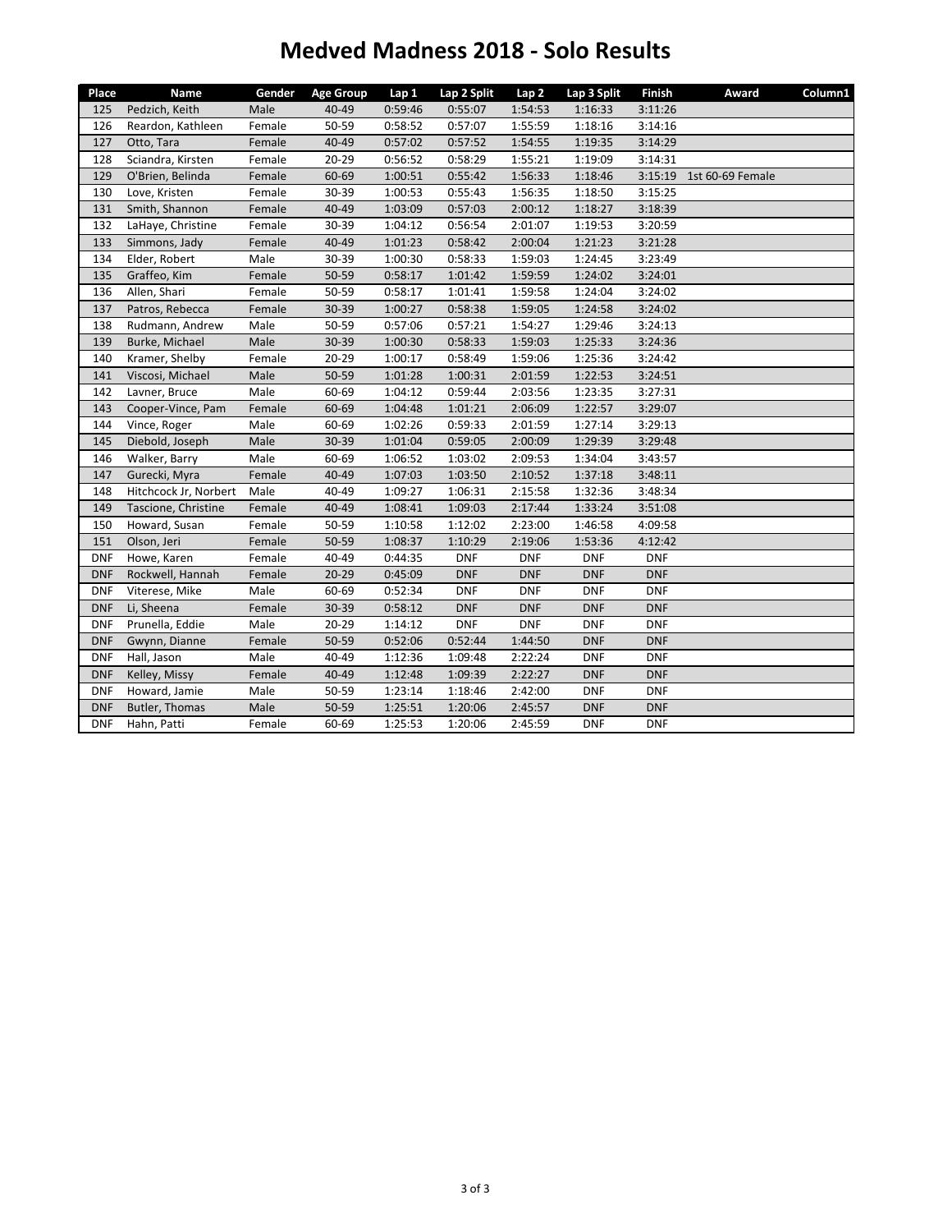# Medved Madness 2018 - Solo Results

| Place | Name | Gender | Age Group | Lap 1 | Lap 2 Split | Lap 2 | Lap 3 Split | Finish | Award | Column1 |
|---|---|---|---|---|---|---|---|---|---|---|
| 125 | Pedzich, Keith | Male | 40-49 | 0:59:46 | 0:55:07 | 1:54:53 | 1:16:33 | 3:11:26 | | |
| 126 | Reardon, Kathleen | Female | 50-59 | 0:58:52 | 0:57:07 | 1:55:59 | 1:18:16 | 3:14:16 | | |
| 127 | Otto, Tara | Female | 40-49 | 0:57:02 | 0:57:52 | 1:54:55 | 1:19:35 | 3:14:29 | | |
| 128 | Sciandra, Kirsten | Female | 20-29 | 0:56:52 | 0:58:29 | 1:55:21 | 1:19:09 | 3:14:31 | | |
| 129 | O'Brien, Belinda | Female | 60-69 | 1:00:51 | 0:55:42 | 1:56:33 | 1:18:46 | 3:15:19 | 1st 60-69 Female | |
| 130 | Love, Kristen | Female | 30-39 | 1:00:53 | 0:55:43 | 1:56:35 | 1:18:50 | 3:15:25 | | |
| 131 | Smith, Shannon | Female | 40-49 | 1:03:09 | 0:57:03 | 2:00:12 | 1:18:27 | 3:18:39 | | |
| 132 | LaHaye, Christine | Female | 30-39 | 1:04:12 | 0:56:54 | 2:01:07 | 1:19:53 | 3:20:59 | | |
| 133 | Simmons, Jady | Female | 40-49 | 1:01:23 | 0:58:42 | 2:00:04 | 1:21:23 | 3:21:28 | | |
| 134 | Elder, Robert | Male | 30-39 | 1:00:30 | 0:58:33 | 1:59:03 | 1:24:45 | 3:23:49 | | |
| 135 | Graffeo, Kim | Female | 50-59 | 0:58:17 | 1:01:42 | 1:59:59 | 1:24:02 | 3:24:01 | | |
| 136 | Allen, Shari | Female | 50-59 | 0:58:17 | 1:01:41 | 1:59:58 | 1:24:04 | 3:24:02 | | |
| 137 | Patros, Rebecca | Female | 30-39 | 1:00:27 | 0:58:38 | 1:59:05 | 1:24:58 | 3:24:02 | | |
| 138 | Rudmann, Andrew | Male | 50-59 | 0:57:06 | 0:57:21 | 1:54:27 | 1:29:46 | 3:24:13 | | |
| 139 | Burke, Michael | Male | 30-39 | 1:00:30 | 0:58:33 | 1:59:03 | 1:25:33 | 3:24:36 | | |
| 140 | Kramer, Shelby | Female | 20-29 | 1:00:17 | 0:58:49 | 1:59:06 | 1:25:36 | 3:24:42 | | |
| 141 | Viscosi, Michael | Male | 50-59 | 1:01:28 | 1:00:31 | 2:01:59 | 1:22:53 | 3:24:51 | | |
| 142 | Lavner, Bruce | Male | 60-69 | 1:04:12 | 0:59:44 | 2:03:56 | 1:23:35 | 3:27:31 | | |
| 143 | Cooper-Vince, Pam | Female | 60-69 | 1:04:48 | 1:01:21 | 2:06:09 | 1:22:57 | 3:29:07 | | |
| 144 | Vince, Roger | Male | 60-69 | 1:02:26 | 0:59:33 | 2:01:59 | 1:27:14 | 3:29:13 | | |
| 145 | Diebold, Joseph | Male | 30-39 | 1:01:04 | 0:59:05 | 2:00:09 | 1:29:39 | 3:29:48 | | |
| 146 | Walker, Barry | Male | 60-69 | 1:06:52 | 1:03:02 | 2:09:53 | 1:34:04 | 3:43:57 | | |
| 147 | Gurecki, Myra | Female | 40-49 | 1:07:03 | 1:03:50 | 2:10:52 | 1:37:18 | 3:48:11 | | |
| 148 | Hitchcock Jr, Norbert | Male | 40-49 | 1:09:27 | 1:06:31 | 2:15:58 | 1:32:36 | 3:48:34 | | |
| 149 | Tascione, Christine | Female | 40-49 | 1:08:41 | 1:09:03 | 2:17:44 | 1:33:24 | 3:51:08 | | |
| 150 | Howard, Susan | Female | 50-59 | 1:10:58 | 1:12:02 | 2:23:00 | 1:46:58 | 4:09:58 | | |
| 151 | Olson, Jeri | Female | 50-59 | 1:08:37 | 1:10:29 | 2:19:06 | 1:53:36 | 4:12:42 | | |
| DNF | Howe, Karen | Female | 40-49 | 0:44:35 | DNF | DNF | DNF | DNF | | |
| DNF | Rockwell, Hannah | Female | 20-29 | 0:45:09 | DNF | DNF | DNF | DNF | | |
| DNF | Viterese, Mike | Male | 60-69 | 0:52:34 | DNF | DNF | DNF | DNF | | |
| DNF | Li, Sheena | Female | 30-39 | 0:58:12 | DNF | DNF | DNF | DNF | | |
| DNF | Prunella, Eddie | Male | 20-29 | 1:14:12 | DNF | DNF | DNF | DNF | | |
| DNF | Gwynn, Dianne | Female | 50-59 | 0:52:06 | 0:52:44 | 1:44:50 | DNF | DNF | | |
| DNF | Hall, Jason | Male | 40-49 | 1:12:36 | 1:09:48 | 2:22:24 | DNF | DNF | | |
| DNF | Kelley, Missy | Female | 40-49 | 1:12:48 | 1:09:39 | 2:22:27 | DNF | DNF | | |
| DNF | Howard, Jamie | Male | 50-59 | 1:23:14 | 1:18:46 | 2:42:00 | DNF | DNF | | |
| DNF | Butler, Thomas | Male | 50-59 | 1:25:51 | 1:20:06 | 2:45:57 | DNF | DNF | | |
| DNF | Hahn, Patti | Female | 60-69 | 1:25:53 | 1:20:06 | 2:45:59 | DNF | DNF | | |